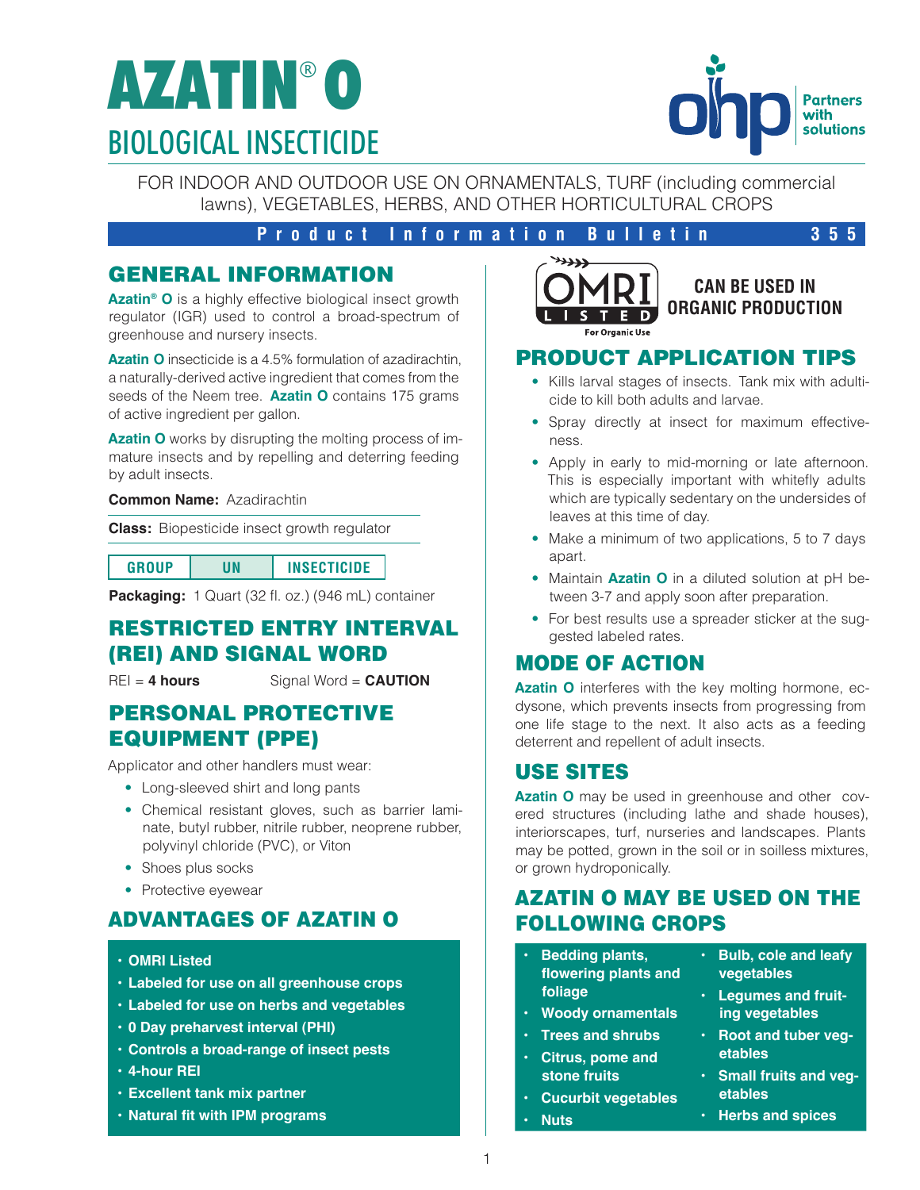# AZATIN® O
## BIOLOGICAL INSECTICIDE

ohp Partners with solutions

FOR INDOOR AND OUTDOOR USE ON ORNAMENTALS, TURF (including commercial lawns), VEGETABLES, HERBS, AND OTHER HORTICULTURAL CROPS

**Product Information Bulletin 355**

## GENERAL INFORMATION

**Azatin® O** is a highly effective biological insect growth regulator (IGR) used to control a broad-spectrum of greenhouse and nursery insects.

**Azatin O** insecticide is a 4.5% formulation of azadirachtin, a naturally-derived active ingredient that comes from the seeds of the Neem tree. **Azatin O** contains 175 grams of active ingredient per gallon.

**Azatin O** works by disrupting the molting process of immature insects and by repelling and deterring feeding by adult insects.

**Common Name:** Azadirachtin

**Class:** Biopesticide insect growth regulator

| GROUP | UN | INSECTICIDE |
|---|---|---|

**Packaging:** 1 Quart (32 fl. oz.) (946 mL) container

## RESTRICTED ENTRY INTERVAL (REI) AND SIGNAL WORD

REI = **4 hours** Signal Word = **CAUTION**

## PERSONAL PROTECTIVE EQUIPMENT (PPE)

Applicator and other handlers must wear:

- Long-sleeved shirt and long pants
- Chemical resistant gloves, such as barrier laminate, butyl rubber, nitrile rubber, neoprene rubber, polyvinyl chloride (PVC), or Viton
- Shoes plus socks
- Protective eyewear

## ADVANTAGES OF AZATIN O

- **OMRI Listed**
- **Labeled for use on all greenhouse crops**
- **Labeled for use on herbs and vegetables**
- **0 Day preharvest interval (PHI)**
- **Controls a broad-range of insect pests**
- **4-hour REI**
- **Excellent tank mix partner**
- **Natural fit with IPM programs**

OMRI LISTED For Organic Use

**CAN BE USED IN ORGANIC PRODUCTION**

## PRODUCT APPLICATION TIPS

- Kills larval stages of insects. Tank mix with adulticide to kill both adults and larvae.
- Spray directly at insect for maximum effectiveness.
- Apply in early to mid-morning or late afternoon. This is especially important with whitefly adults which are typically sedentary on the undersides of leaves at this time of day.
- Make a minimum of two applications, 5 to 7 days apart.
- Maintain **Azatin O** in a diluted solution at pH between 3-7 and apply soon after preparation.
- For best results use a spreader sticker at the suggested labeled rates.

## MODE OF ACTION

**Azatin O** interferes with the key molting hormone, ecdysone, which prevents insects from progressing from one life stage to the next. It also acts as a feeding deterrent and repellent of adult insects.

## USE SITES

**Azatin O** may be used in greenhouse and other covered structures (including lathe and shade houses), interiorscapes, turf, nurseries and landscapes. Plants may be potted, grown in the soil or in soilless mixtures, or grown hydroponically.

## AZATIN O MAY BE USED ON THE FOLLOWING CROPS

- **Bedding plants, flowering plants and foliage**
- **Woody ornamentals**
- **Trees and shrubs**
- **Citrus, pome and stone fruits**
- **Cucurbit vegetables**
- **Nuts**
- **Bulb, cole and leafy vegetables**
- **Legumes and fruiting vegetables**
- **Root and tuber vegetables**
- **Small fruits and vegetables**
- **Herbs and spices**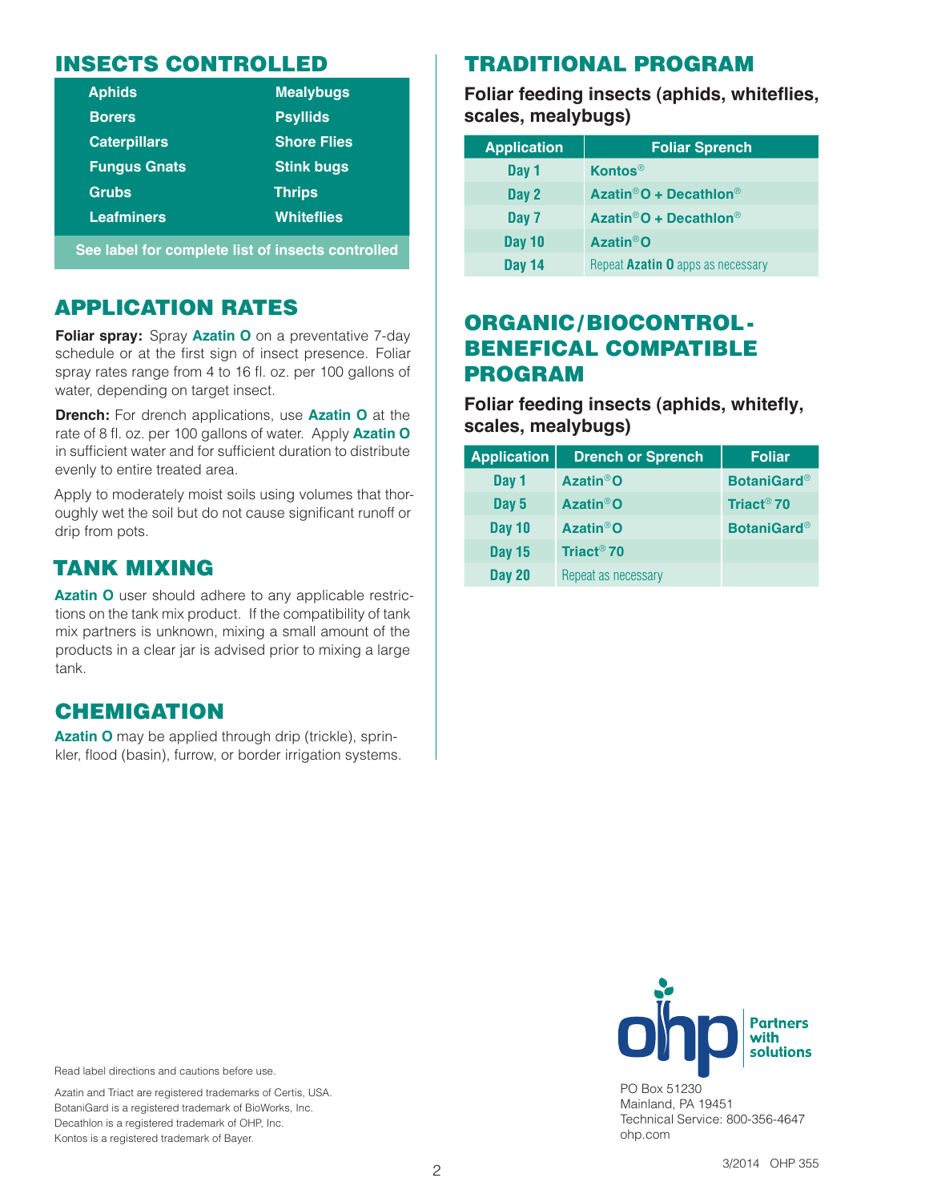## INSECTS CONTROLLED

| | |
|---|---|
| Aphids | Mealybugs |
| Borers | Psyllids |
| Caterpillars | Shore Flies |
| Fungus Gnats | Stink bugs |
| Grubs | Thrips |
| Leafminers | Whiteflies |

See label for complete list of insects controlled

## APPLICATION RATES

**Foliar spray:** Spray **Azatin O** on a preventative 7-day schedule or at the first sign of insect presence. Foliar spray rates range from 4 to 16 fl. oz. per 100 gallons of water, depending on target insect.

**Drench:** For drench applications, use **Azatin O** at the rate of 8 fl. oz. per 100 gallons of water. Apply **Azatin O** in sufficient water and for sufficient duration to distribute evenly to entire treated area.

Apply to moderately moist soils using volumes that thoroughly wet the soil but do not cause significant runoff or drip from pots.

## TANK MIXING

**Azatin O** user should adhere to any applicable restrictions on the tank mix product. If the compatibility of tank mix partners is unknown, mixing a small amount of the products in a clear jar is advised prior to mixing a large tank.

## CHEMIGATION

**Azatin O** may be applied through drip (trickle), sprinkler, flood (basin), furrow, or border irrigation systems.

## TRADITIONAL PROGRAM

**Foliar feeding insects (aphids, whiteflies, scales, mealybugs)**

| Application | Foliar Sprench |
|---|---|
| Day 1 | Kontos® |
| Day 2 | Azatin® O + Decathlon® |
| Day 7 | Azatin® O + Decathlon® |
| Day 10 | Azatin® O |
| Day 14 | Repeat **Azatin O** apps as necessary |

## ORGANIC/BIOCONTROL-BENEFICAL COMPATIBLE PROGRAM

**Foliar feeding insects (aphids, whitefly, scales, mealybugs)**

| Application | Drench or Sprench | Foliar |
|---|---|---|
| Day 1 | Azatin® O | BotaniGard® |
| Day 5 | Azatin® O | Triact® 70 |
| Day 10 | Azatin® O | BotaniGard® |
| Day 15 | Triact® 70 | |
| Day 20 | Repeat as necessary | |

Read label directions and cautions before use.

Azatin and Triact are registered trademarks of Certis, USA.
BotaniGard is a registered trademark of BioWorks, Inc.
Decathlon is a registered trademark of OHP, Inc.
Kontos is a registered trademark of Bayer.

ohp Partners with solutions

PO Box 51230
Mainland, PA 19451
Technical Service: 800-356-4647
ohp.com

3/2014 OHP 355